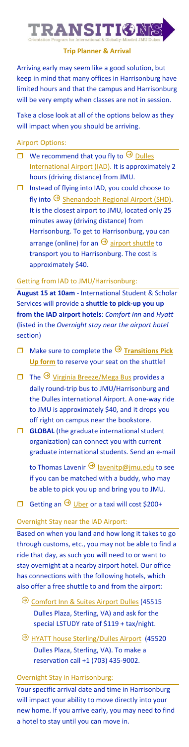# TRANSITIONS

Orientation Program for International & Globally-Minded JMU Dukes

**Trip Planner & Arrival**

Arriving early may seem like a good solution, but keep in mind that many offices in Harrisonburg have limited hours and that the campus and Harrisonburg will be very empty when classes are not in session.

Take a close look at all of the options below as they will impact when you should be arriving.

## Airport Options:

- ☐ We recommend that you fly to Dulles International Airport (IAD). It is approximately 2 hours (driving distance) from JMU.
- ☐ Instead of flying into IAD, you could choose to fly into Shenandoah Regional Airport (SHD). It is the closest airport to JMU, located only 25 minutes away (driving distance) from Harrisonburg. To get to Harrisonburg, you can arrange (online) for an airport shuttle to transport you to Harrisonburg. The cost is approximately $40.

## Getting from IAD to JMU/Harrisonburg:

**August 15 at 10am** - International Student & Scholar Services will provide a **shuttle to pick-up you up from the IAD airport hotels**: *Comfort Inn* and *Hyatt* (listed in the *Overnight stay near the airport hotel* section)

- ☐ Make sure to complete the **Transitions Pick Up form** to reserve your seat on the shuttle!
- ☐ The Virginia Breeze/Mega Bus provides a daily round-trip bus to JMU/Harrisonburg and the Dulles international Airport. A one-way ride to JMU is approximately $40, and it drops you off right on campus near the bookstore.
- ☐ **GLOBAL** (the graduate international student organization) can connect you with current graduate international students. Send an e-mail to Thomas Lavenir lavenitp@jmu.edu to see if you can be matched with a buddy, who may be able to pick you up and bring you to JMU.
- ☐ Getting an Uber or a taxi will cost $200+

## Overnight Stay near the IAD Airport:

Based on when you land and how long it takes to go through customs, etc., you may not be able to find a ride that day, as such you will need to or want to stay overnight at a nearby airport hotel. Our office has connections with the following hotels, which also offer a free shuttle to and from the airport:

- Comfort Inn & Suites Airport Dulles (45515 Dulles Plaza, Sterling, VA) and ask for the special LSTUDY rate of $119 + tax/night.
- HYATT house Sterling/Dulles Airport (45520 Dulles Plaza, Sterling, VA). To make a reservation call +1 (703) 435-9002.

## Overnight Stay in Harrisonburg:

Your specific arrival date and time in Harrisonburg will impact your ability to move directly into your new home. If you arrive early, you may need to find a hotel to stay until you can move in.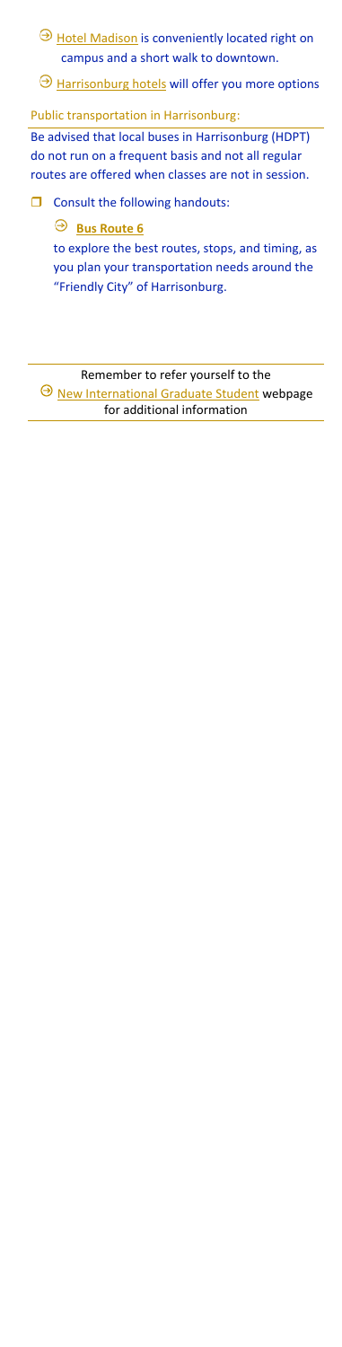- Hotel Madison is conveniently located right on campus and a short walk to downtown.
- Harrisonburg hotels will offer you more options

Public transportation in Harrisonburg:

Be advised that local buses in Harrisonburg (HDPT) do not run on a frequent basis and not all regular routes are offered when classes are not in session.

- Consult the following handouts:
  - **Bus Route 6**

  to explore the best routes, stops, and timing, as you plan your transportation needs around the "Friendly City" of Harrisonburg.

Remember to refer yourself to the New International Graduate Student webpage for additional information